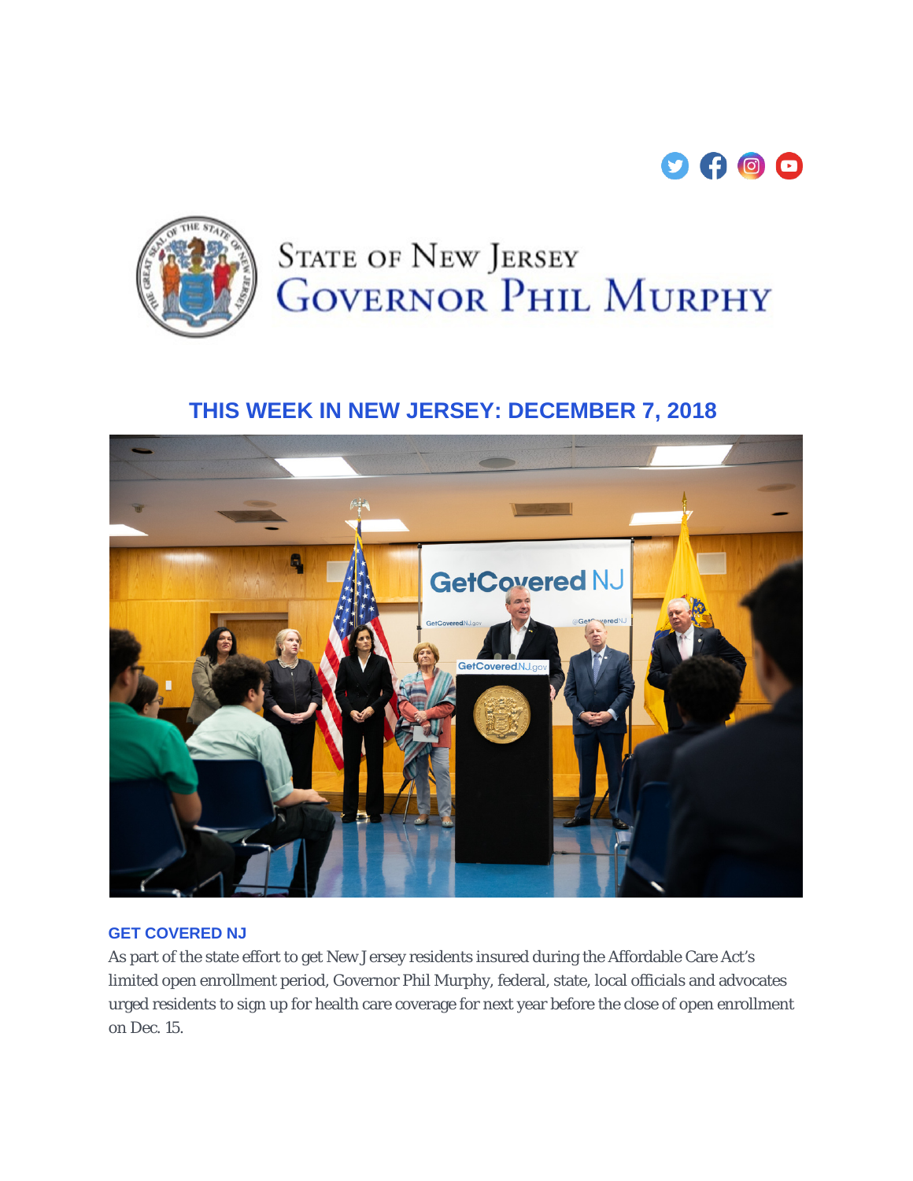State of New Jersey

Governor Phil Murphy

## THIS WEEK IN NEW JERSEY: DECEMBER 7, 2018

### GET COVERED NJ

As part of the state effort to get New Jersey residents insured during the Affordable Care Act's limited open enrollment period, Governor Phil Murphy, federal, state, local officials and advocates urged residents to sign up for health care coverage for next year before the close of open enrollment on Dec. 15.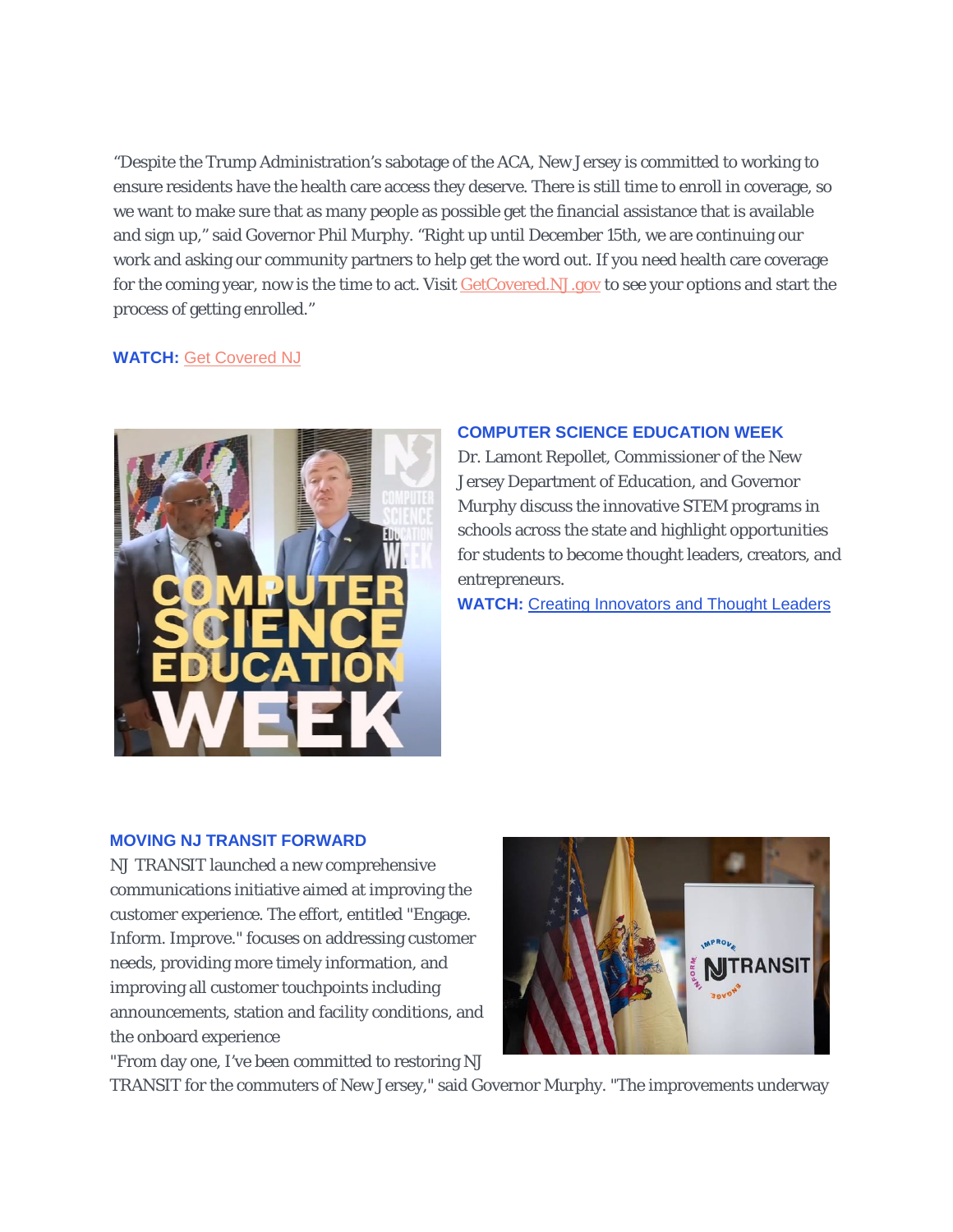"Despite the Trump Administration's sabotage of the ACA, New Jersey is committed to working to ensure residents have the health care access they deserve. There is still time to enroll in coverage, so we want to make sure that as many people as possible get the financial assistance that is available and sign up," said Governor Phil Murphy. "Right up until December 15th, we are continuing our work and asking our community partners to help get the word out. If you need health care coverage for the coming year, now is the time to act. Visit GetCovered.NJ.gov to see your options and start the process of getting enrolled."

**WATCH:** Get Covered NJ

### COMPUTER SCIENCE EDUCATION WEEK

Dr. Lamont Repollet, Commissioner of the New Jersey Department of Education, and Governor Murphy discuss the innovative STEM programs in schools across the state and highlight opportunities for students to become thought leaders, creators, and entrepreneurs.

**WATCH:** Creating Innovators and Thought Leaders

### MOVING NJ TRANSIT FORWARD

NJ TRANSIT launched a new comprehensive communications initiative aimed at improving the customer experience. The effort, entitled "Engage. Inform. Improve." focuses on addressing customer needs, providing more timely information, and improving all customer touchpoints including announcements, station and facility conditions, and the onboard experience

"From day one, I've been committed to restoring NJ TRANSIT for the commuters of New Jersey," said Governor Murphy. "The improvements underway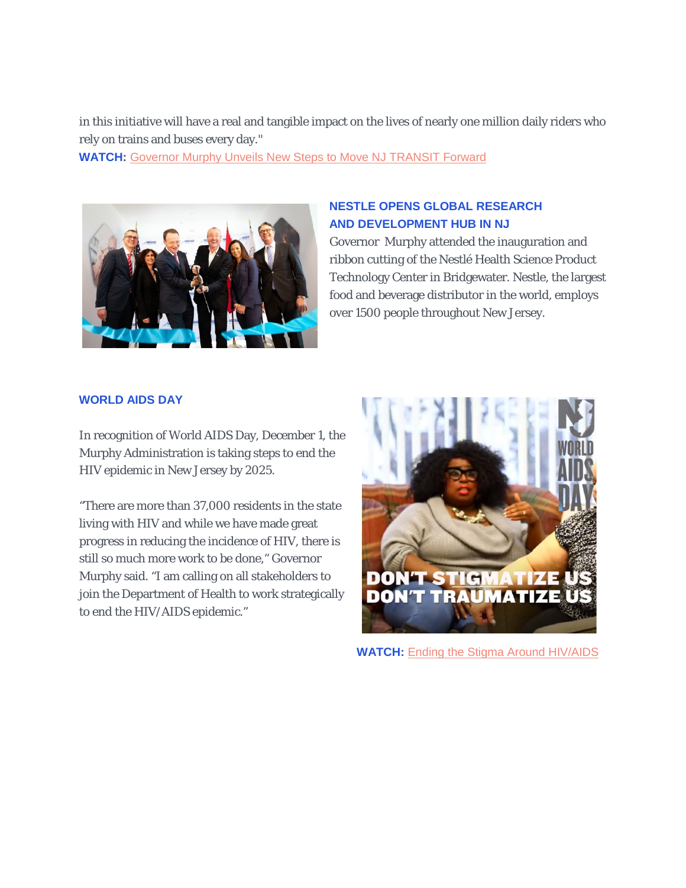in this initiative will have a real and tangible impact on the lives of nearly one million daily riders who rely on trains and buses every day."

**WATCH:** [Governor Murphy Unveils New Steps to Move NJ TRANSIT Forward]

### NESTLE OPENS GLOBAL RESEARCH AND DEVELOPMENT HUB IN NJ

Governor Murphy attended the inauguration and ribbon cutting of the Nestlé Health Science Product Technology Center in Bridgewater. Nestle, the largest food and beverage distributor in the world, employs over 1500 people throughout New Jersey.

### WORLD AIDS DAY

In recognition of World AIDS Day, December 1, the Murphy Administration is taking steps to end the HIV epidemic in New Jersey by 2025.

“There are more than 37,000 residents in the state living with HIV and while we have made great progress in reducing the incidence of HIV, there is still so much more work to be done,” Governor Murphy said. “I am calling on all stakeholders to join the Department of Health to work strategically to end the HIV/AIDS epidemic.”

**WATCH:** [Ending the Stigma Around HIV/AIDS]